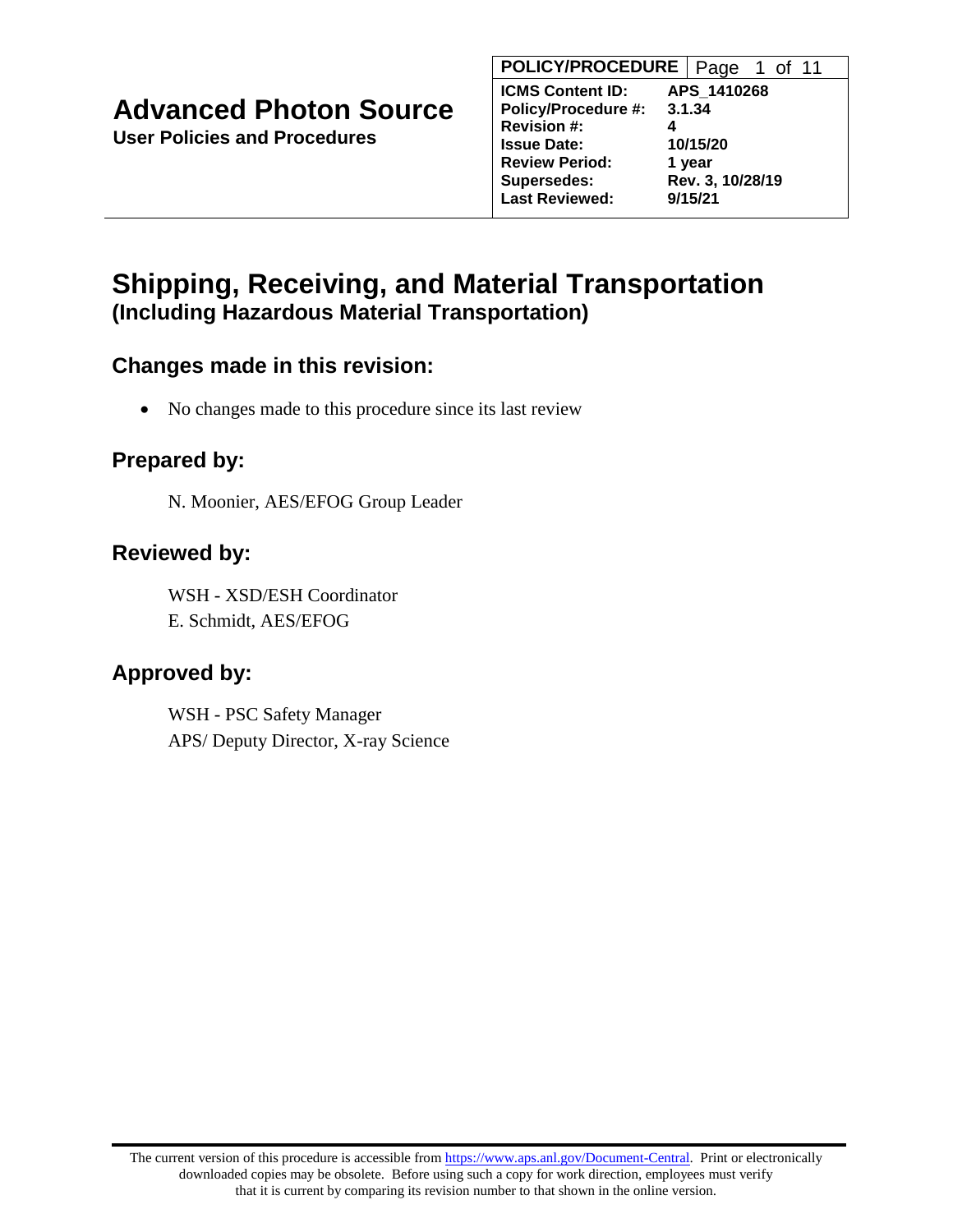# Advanced Photon Source

**User Policies and Procedures**

| POLICY/PROCEDURE | |
|---|---|
| **ICMS Content ID:** | **APS_1410268** |
| **Policy/Procedure #:** | **3.1.34** |
| **Revision #:** | **4** |
| **Issue Date:** | **10/15/20** |
| **Review Period:** | **1 year** |
| **Supersedes:** | **Rev. 3, 10/28/19** |
| **Last Reviewed:** | **9/15/21** |

# Shipping, Receiving, and Material Transportation

## (Including Hazardous Material Transportation)

## Changes made in this revision:

- No changes made to this procedure since its last review

## Prepared by:

N. Moonier, AES/EFOG Group Leader

## Reviewed by:

WSH - XSD/ESH Coordinator
E. Schmidt, AES/EFOG

## Approved by:

WSH - PSC Safety Manager
APS/ Deputy Director, X-ray Science

The current version of this procedure is accessible from https://www.aps.anl.gov/Document-Central. Print or electronically downloaded copies may be obsolete. Before using such a copy for work direction, employees must verify that it is current by comparing its revision number to that shown in the online version.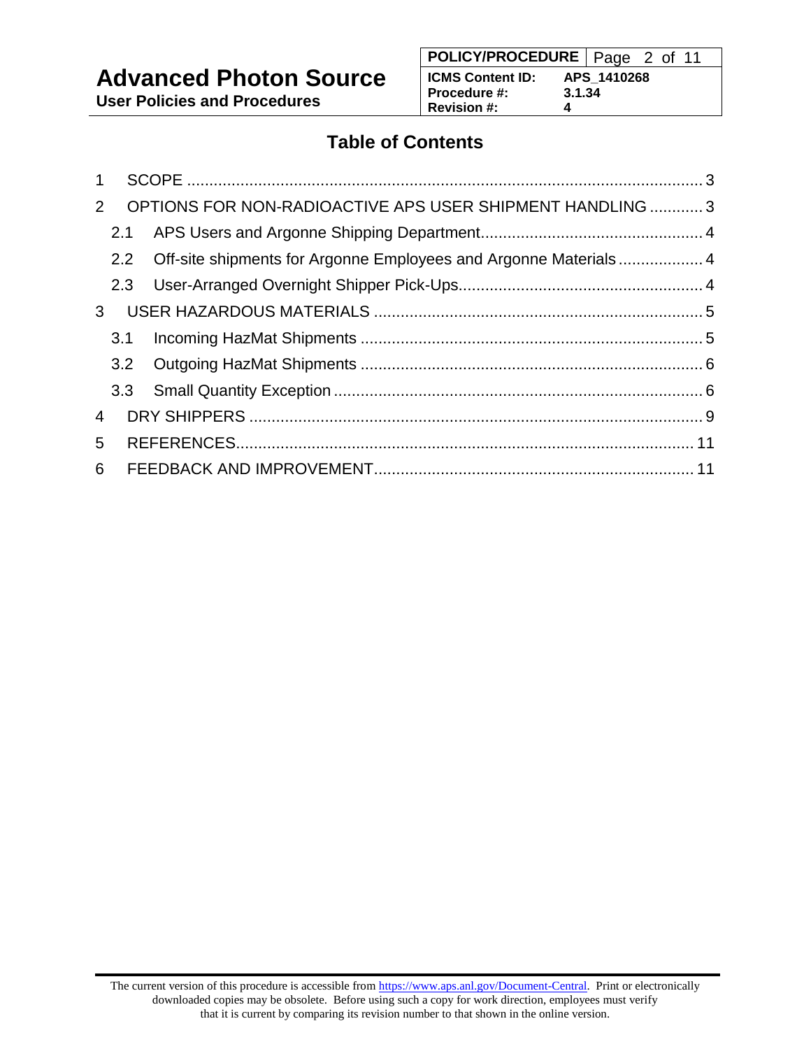## Table of Contents

1 SCOPE ..................................................................................................................... 3

2 OPTIONS FOR NON-RADIOACTIVE APS USER SHIPMENT HANDLING ............ 3

2.1 APS Users and Argonne Shipping Department.................................................. 4

2.2 Off-site shipments for Argonne Employees and Argonne Materials ................... 4

2.3 User-Arranged Overnight Shipper Pick-Ups....................................................... 4

3 USER HAZARDOUS MATERIALS .......................................................................... 5

3.1 Incoming HazMat Shipments ............................................................................. 5

3.2 Outgoing HazMat Shipments ............................................................................. 6

3.3 Small Quantity Exception ................................................................................... 6

4 DRY SHIPPERS ...................................................................................................... 9

5 REFERENCES....................................................................................................... 11

6 FEEDBACK AND IMPROVEMENT........................................................................ 11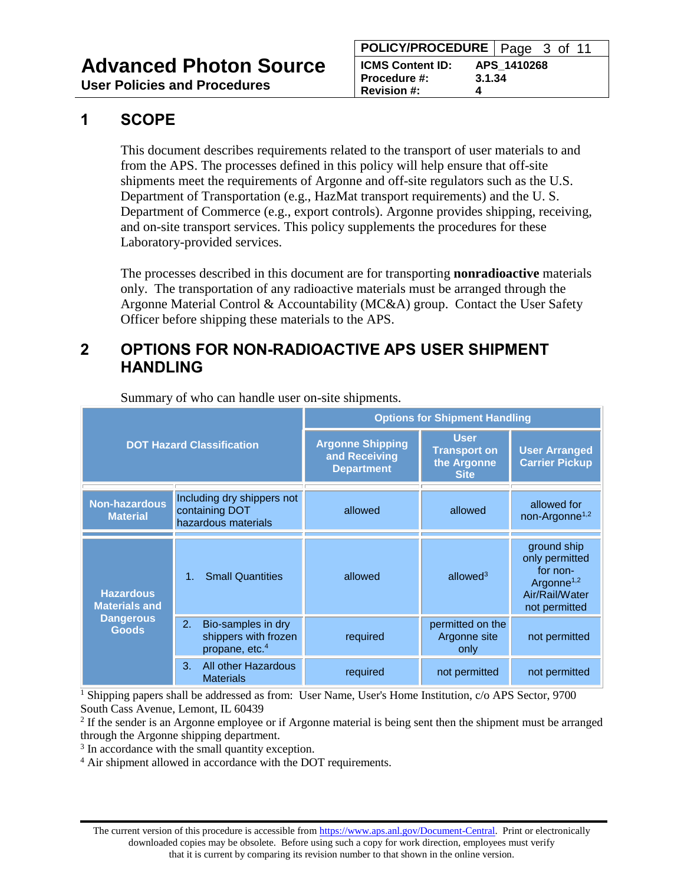## 1 SCOPE

This document describes requirements related to the transport of user materials to and from the APS. The processes defined in this policy will help ensure that off-site shipments meet the requirements of Argonne and off-site regulators such as the U.S. Department of Transportation (e.g., HazMat transport requirements) and the U. S. Department of Commerce (e.g., export controls). Argonne provides shipping, receiving, and on-site transport services. This policy supplements the procedures for these Laboratory-provided services.

The processes described in this document are for transporting **nonradioactive** materials only. The transportation of any radioactive materials must be arranged through the Argonne Material Control & Accountability (MC&A) group. Contact the User Safety Officer before shipping these materials to the APS.

## 2 OPTIONS FOR NON-RADIOACTIVE APS USER SHIPMENT HANDLING

Summary of who can handle user on-site shipments.

| DOT Hazard Classification | | Options for Shipment Handling | | |
|---|---|---|---|---|
| | | Argonne Shipping and Receiving Department | User Transport on the Argonne Site | User Arranged Carrier Pickup |
| Non-hazardous Material | Including dry shippers not containing DOT hazardous materials | allowed | allowed | allowed for non-Argonne[1,2] |
| Hazardous Materials and Dangerous Goods | 1. Small Quantities | allowed | allowed[3] | ground ship only permitted for non-Argonne[1,2] Air/Rail/Water not permitted |
| | 2. Bio-samples in dry shippers with frozen propane, etc.[4] | required | permitted on the Argonne site only | not permitted |
| | 3. All other Hazardous Materials | required | not permitted | not permitted |

[1] Shipping papers shall be addressed as from: User Name, User's Home Institution, c/o APS Sector, 9700 South Cass Avenue, Lemont, IL 60439

[2] If the sender is an Argonne employee or if Argonne material is being sent then the shipment must be arranged through the Argonne shipping department.

[3] In accordance with the small quantity exception.

[4] Air shipment allowed in accordance with the DOT requirements.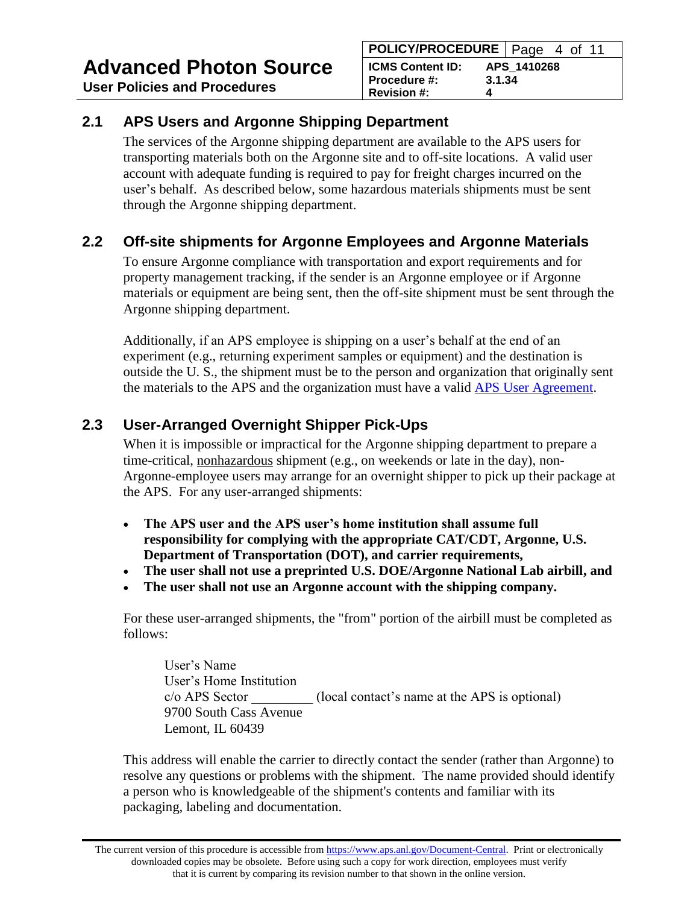## 2.1 APS Users and Argonne Shipping Department

The services of the Argonne shipping department are available to the APS users for transporting materials both on the Argonne site and to off-site locations. A valid user account with adequate funding is required to pay for freight charges incurred on the user's behalf. As described below, some hazardous materials shipments must be sent through the Argonne shipping department.

## 2.2 Off-site shipments for Argonne Employees and Argonne Materials

To ensure Argonne compliance with transportation and export requirements and for property management tracking, if the sender is an Argonne employee or if Argonne materials or equipment are being sent, then the off-site shipment must be sent through the Argonne shipping department.

Additionally, if an APS employee is shipping on a user's behalf at the end of an experiment (e.g., returning experiment samples or equipment) and the destination is outside the U. S., the shipment must be to the person and organization that originally sent the materials to the APS and the organization must have a valid [APS User Agreement](APS User Agreement).

## 2.3 User-Arranged Overnight Shipper Pick-Ups

When it is impossible or impractical for the Argonne shipping department to prepare a time-critical, <u>nonhazardous</u> shipment (e.g., on weekends or late in the day), non-Argonne-employee users may arrange for an overnight shipper to pick up their package at the APS. For any user-arranged shipments:

- **The APS user and the APS user's home institution shall assume full responsibility for complying with the appropriate CAT/CDT, Argonne, U.S. Department of Transportation (DOT), and carrier requirements,**
- **The user shall not use a preprinted U.S. DOE/Argonne National Lab airbill, and**
- **The user shall not use an Argonne account with the shipping company.**

For these user-arranged shipments, the "from" portion of the airbill must be completed as follows:

> User's Name
> User's Home Institution
> c/o APS Sector _________ (local contact's name at the APS is optional)
> 9700 South Cass Avenue
> Lemont, IL 60439

This address will enable the carrier to directly contact the sender (rather than Argonne) to resolve any questions or problems with the shipment. The name provided should identify a person who is knowledgeable of the shipment's contents and familiar with its packaging, labeling and documentation.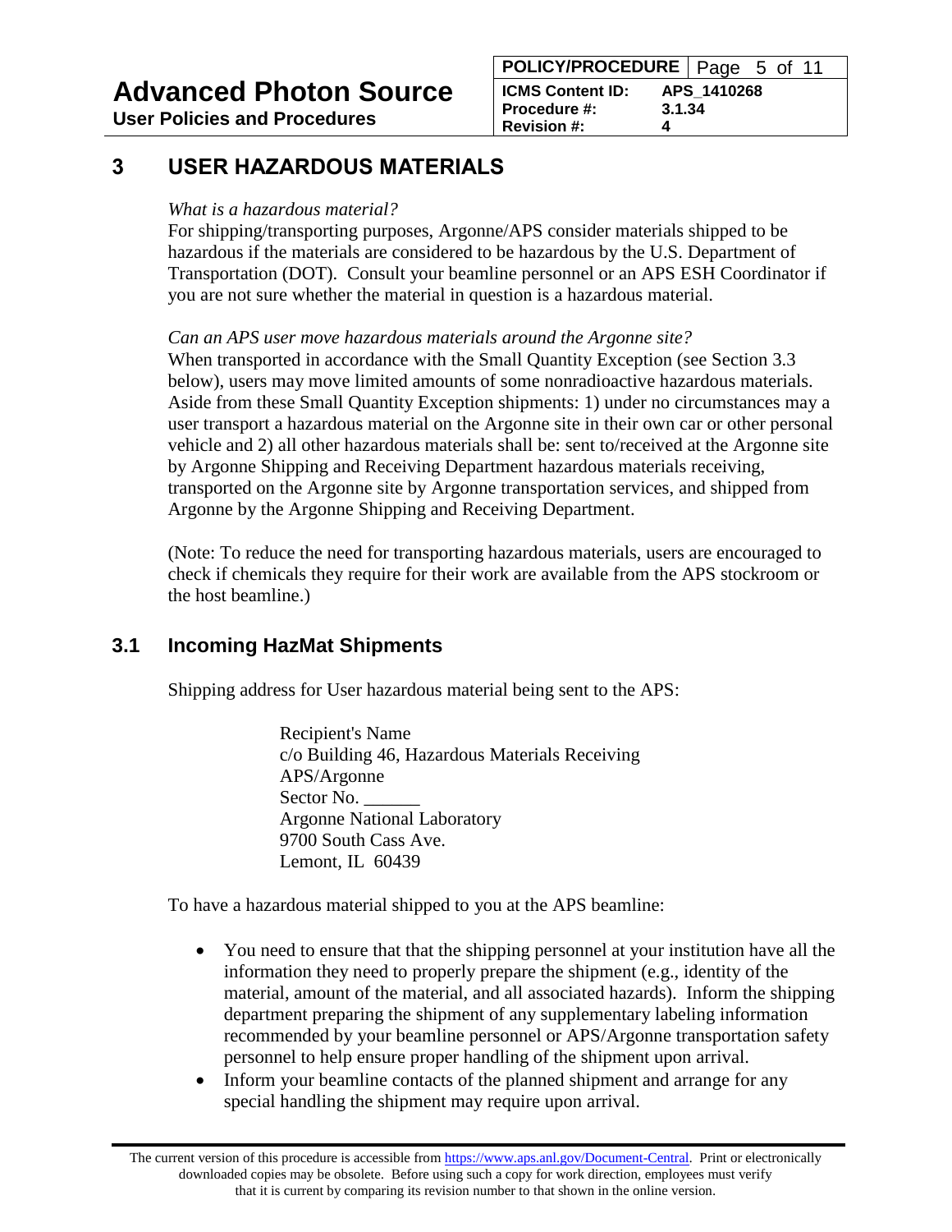# 3 USER HAZARDOUS MATERIALS

*What is a hazardous material?*
For shipping/transporting purposes, Argonne/APS consider materials shipped to be hazardous if the materials are considered to be hazardous by the U.S. Department of Transportation (DOT). Consult your beamline personnel or an APS ESH Coordinator if you are not sure whether the material in question is a hazardous material.

*Can an APS user move hazardous materials around the Argonne site?*
When transported in accordance with the Small Quantity Exception (see Section 3.3 below), users may move limited amounts of some nonradioactive hazardous materials. Aside from these Small Quantity Exception shipments: 1) under no circumstances may a user transport a hazardous material on the Argonne site in their own car or other personal vehicle and 2) all other hazardous materials shall be: sent to/received at the Argonne site by Argonne Shipping and Receiving Department hazardous materials receiving, transported on the Argonne site by Argonne transportation services, and shipped from Argonne by the Argonne Shipping and Receiving Department.

(Note: To reduce the need for transporting hazardous materials, users are encouraged to check if chemicals they require for their work are available from the APS stockroom or the host beamline.)

## 3.1 Incoming HazMat Shipments

Shipping address for User hazardous material being sent to the APS:

> Recipient's Name
> c/o Building 46, Hazardous Materials Receiving
> APS/Argonne
> Sector No. ______
> Argonne National Laboratory
> 9700 South Cass Ave.
> Lemont, IL 60439

To have a hazardous material shipped to you at the APS beamline:

- You need to ensure that that the shipping personnel at your institution have all the information they need to properly prepare the shipment (e.g., identity of the material, amount of the material, and all associated hazards). Inform the shipping department preparing the shipment of any supplementary labeling information recommended by your beamline personnel or APS/Argonne transportation safety personnel to help ensure proper handling of the shipment upon arrival.
- Inform your beamline contacts of the planned shipment and arrange for any special handling the shipment may require upon arrival.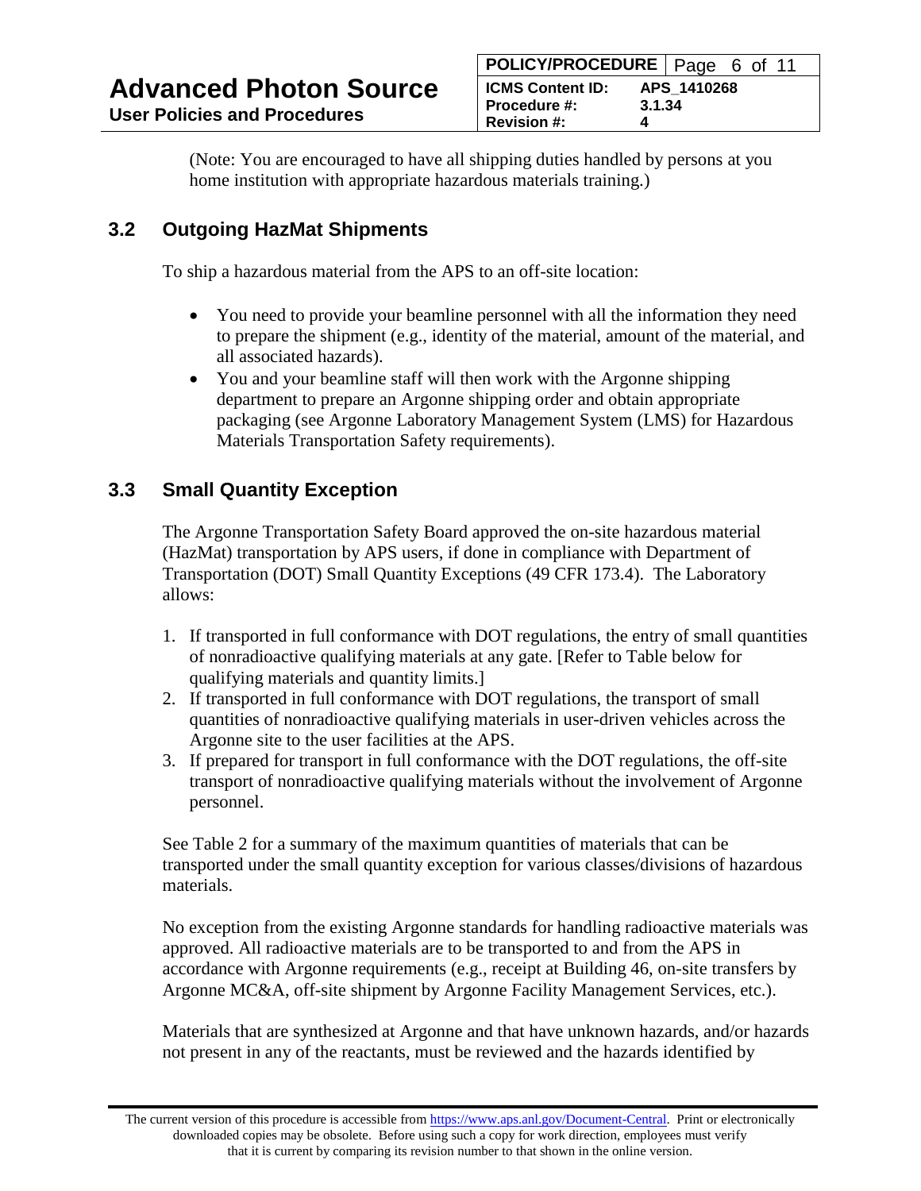(Note: You are encouraged to have all shipping duties handled by persons at you home institution with appropriate hazardous materials training.)

## 3.2 Outgoing HazMat Shipments

To ship a hazardous material from the APS to an off-site location:

- You need to provide your beamline personnel with all the information they need to prepare the shipment (e.g., identity of the material, amount of the material, and all associated hazards).
- You and your beamline staff will then work with the Argonne shipping department to prepare an Argonne shipping order and obtain appropriate packaging (see Argonne Laboratory Management System (LMS) for Hazardous Materials Transportation Safety requirements).

## 3.3 Small Quantity Exception

The Argonne Transportation Safety Board approved the on-site hazardous material (HazMat) transportation by APS users, if done in compliance with Department of Transportation (DOT) Small Quantity Exceptions (49 CFR 173.4). The Laboratory allows:

1. If transported in full conformance with DOT regulations, the entry of small quantities of nonradioactive qualifying materials at any gate. [Refer to Table below for qualifying materials and quantity limits.]
2. If transported in full conformance with DOT regulations, the transport of small quantities of nonradioactive qualifying materials in user-driven vehicles across the Argonne site to the user facilities at the APS.
3. If prepared for transport in full conformance with the DOT regulations, the off-site transport of nonradioactive qualifying materials without the involvement of Argonne personnel.

See Table 2 for a summary of the maximum quantities of materials that can be transported under the small quantity exception for various classes/divisions of hazardous materials.

No exception from the existing Argonne standards for handling radioactive materials was approved. All radioactive materials are to be transported to and from the APS in accordance with Argonne requirements (e.g., receipt at Building 46, on-site transfers by Argonne MC&A, off-site shipment by Argonne Facility Management Services, etc.).

Materials that are synthesized at Argonne and that have unknown hazards, and/or hazards not present in any of the reactants, must be reviewed and the hazards identified by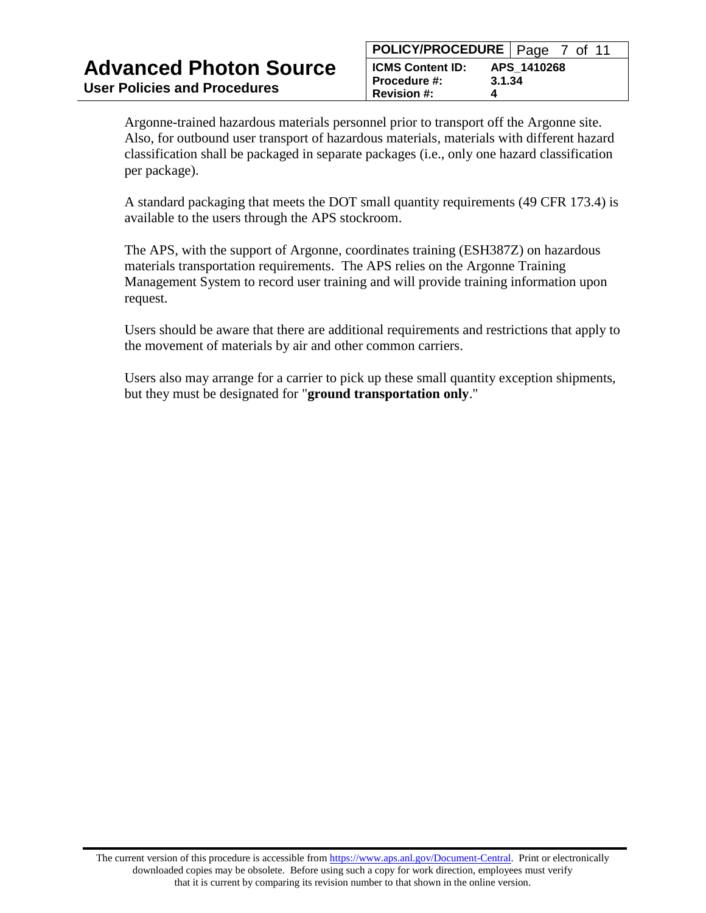Argonne-trained hazardous materials personnel prior to transport off the Argonne site. Also, for outbound user transport of hazardous materials, materials with different hazard classification shall be packaged in separate packages (i.e., only one hazard classification per package).

A standard packaging that meets the DOT small quantity requirements (49 CFR 173.4) is available to the users through the APS stockroom.

The APS, with the support of Argonne, coordinates training (ESH387Z) on hazardous materials transportation requirements. The APS relies on the Argonne Training Management System to record user training and will provide training information upon request.

Users should be aware that there are additional requirements and restrictions that apply to the movement of materials by air and other common carriers.

Users also may arrange for a carrier to pick up these small quantity exception shipments, but they must be designated for "**ground transportation only**."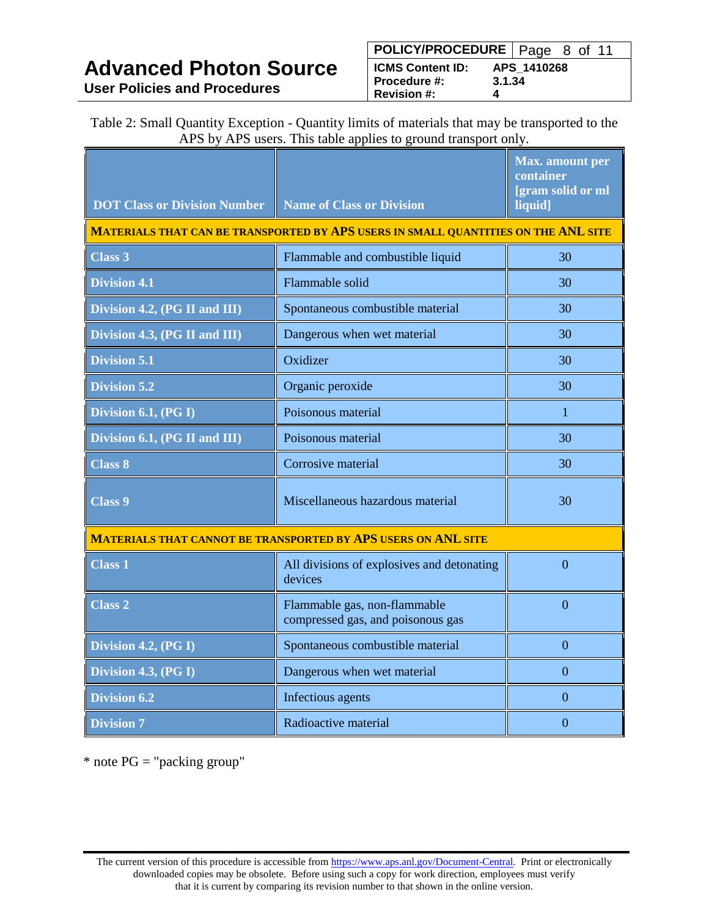Table 2: Small Quantity Exception - Quantity limits of materials that may be transported to the APS by APS users. This table applies to ground transport only.

| DOT Class or Division Number | Name of Class or Division | Max. amount per container [gram solid or ml liquid] |
|---|---|---|
| **MATERIALS THAT CAN BE TRANSPORTED BY APS USERS IN SMALL QUANTITIES ON THE ANL SITE** | | |
| Class 3 | Flammable and combustible liquid | 30 |
| Division 4.1 | Flammable solid | 30 |
| Division 4.2, (PG II and III) | Spontaneous combustible material | 30 |
| Division 4.3, (PG II and III) | Dangerous when wet material | 30 |
| Division 5.1 | Oxidizer | 30 |
| Division 5.2 | Organic peroxide | 30 |
| Division 6.1, (PG I) | Poisonous material | 1 |
| Division 6.1, (PG II and III) | Poisonous material | 30 |
| Class 8 | Corrosive material | 30 |
| Class 9 | Miscellaneous hazardous material | 30 |
| **MATERIALS THAT CANNOT BE TRANSPORTED BY APS USERS ON ANL SITE** | | |
| Class 1 | All divisions of explosives and detonating devices | 0 |
| Class 2 | Flammable gas, non-flammable compressed gas, and poisonous gas | 0 |
| Division 4.2, (PG I) | Spontaneous combustible material | 0 |
| Division 4.3, (PG I) | Dangerous when wet material | 0 |
| Division 6.2 | Infectious agents | 0 |
| Division 7 | Radioactive material | 0 |

* note PG = "packing group"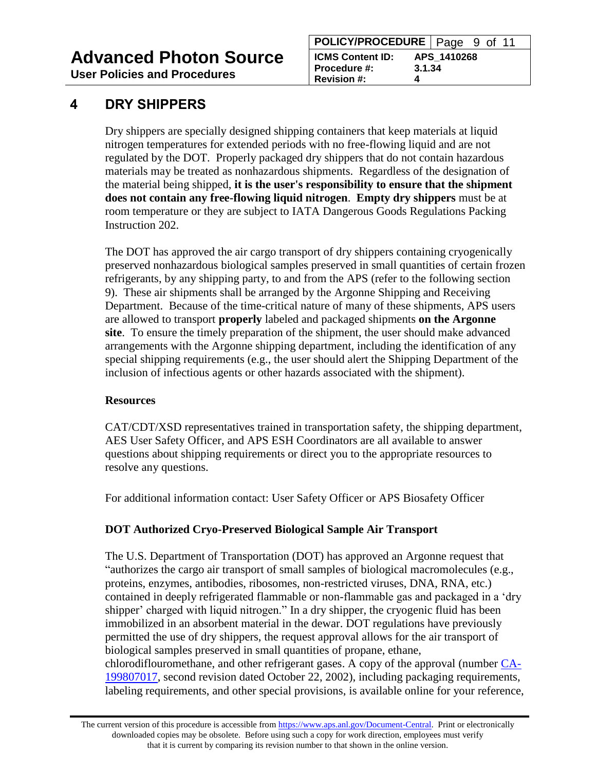# 4 DRY SHIPPERS

Dry shippers are specially designed shipping containers that keep materials at liquid nitrogen temperatures for extended periods with no free-flowing liquid and are not regulated by the DOT. Properly packaged dry shippers that do not contain hazardous materials may be treated as nonhazardous shipments. Regardless of the designation of the material being shipped, **it is the user's responsibility to ensure that the shipment does not contain any free-flowing liquid nitrogen**. **Empty dry shippers** must be at room temperature or they are subject to IATA Dangerous Goods Regulations Packing Instruction 202.

The DOT has approved the air cargo transport of dry shippers containing cryogenically preserved nonhazardous biological samples preserved in small quantities of certain frozen refrigerants, by any shipping party, to and from the APS (refer to the following section 9). These air shipments shall be arranged by the Argonne Shipping and Receiving Department. Because of the time-critical nature of many of these shipments, APS users are allowed to transport **properly** labeled and packaged shipments **on the Argonne site**. To ensure the timely preparation of the shipment, the user should make advanced arrangements with the Argonne shipping department, including the identification of any special shipping requirements (e.g., the user should alert the Shipping Department of the inclusion of infectious agents or other hazards associated with the shipment).

**Resources**

CAT/CDT/XSD representatives trained in transportation safety, the shipping department, AES User Safety Officer, and APS ESH Coordinators are all available to answer questions about shipping requirements or direct you to the appropriate resources to resolve any questions.

For additional information contact: User Safety Officer or APS Biosafety Officer

**DOT Authorized Cryo-Preserved Biological Sample Air Transport**

The U.S. Department of Transportation (DOT) has approved an Argonne request that "authorizes the cargo air transport of small samples of biological macromolecules (e.g., proteins, enzymes, antibodies, ribosomes, non-restricted viruses, DNA, RNA, etc.) contained in deeply refrigerated flammable or non-flammable gas and packaged in a 'dry shipper' charged with liquid nitrogen." In a dry shipper, the cryogenic fluid has been immobilized in an absorbent material in the dewar. DOT regulations have previously permitted the use of dry shippers, the request approval allows for the air transport of biological samples preserved in small quantities of propane, ethane, chlorodiflouromethane, and other refrigerant gases. A copy of the approval (number CA-199807017, second revision dated October 22, 2002), including packaging requirements, labeling requirements, and other special provisions, is available online for your reference,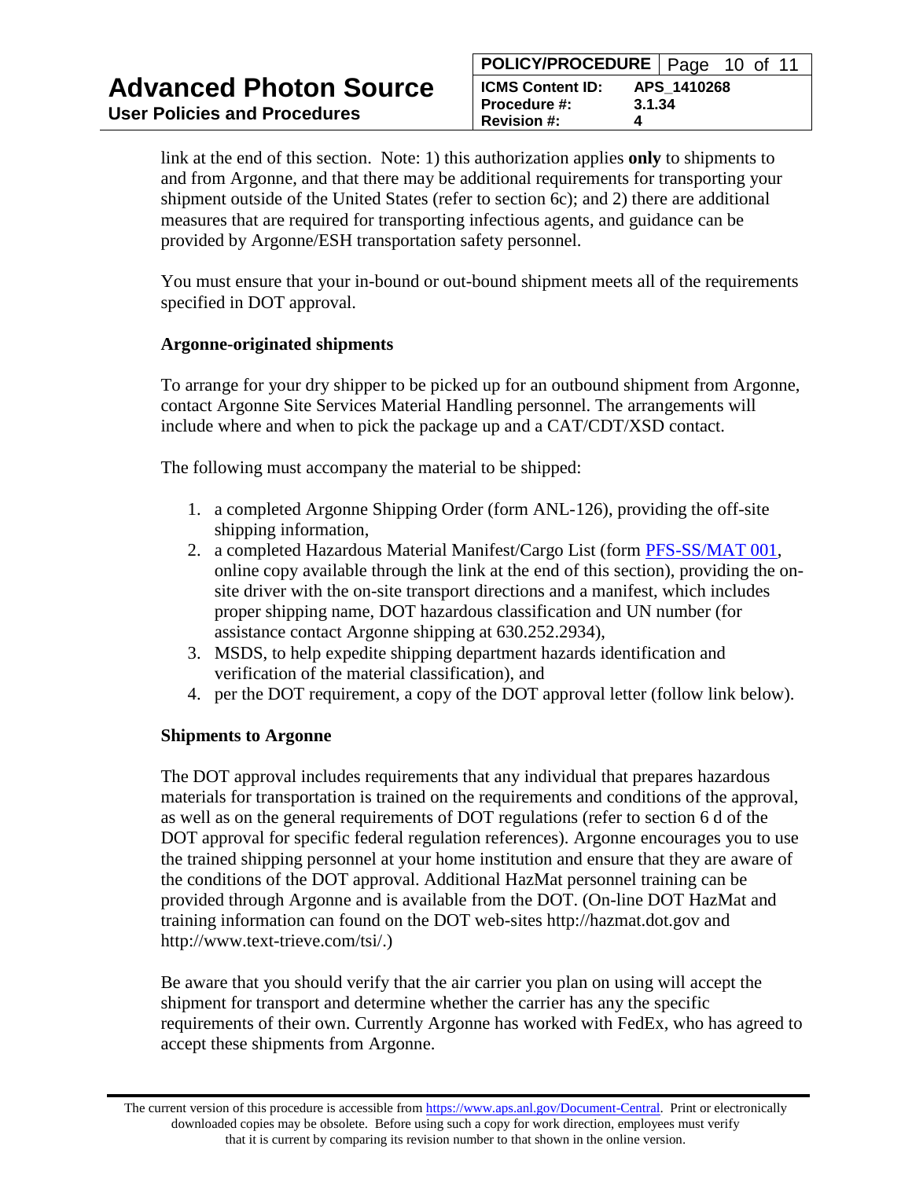link at the end of this section. Note: 1) this authorization applies **only** to shipments to and from Argonne, and that there may be additional requirements for transporting your shipment outside of the United States (refer to section 6c); and 2) there are additional measures that are required for transporting infectious agents, and guidance can be provided by Argonne/ESH transportation safety personnel.

You must ensure that your in-bound or out-bound shipment meets all of the requirements specified in DOT approval.

**Argonne-originated shipments**

To arrange for your dry shipper to be picked up for an outbound shipment from Argonne, contact Argonne Site Services Material Handling personnel. The arrangements will include where and when to pick the package up and a CAT/CDT/XSD contact.

The following must accompany the material to be shipped:

1. a completed Argonne Shipping Order (form ANL-126), providing the off-site shipping information,
2. a completed Hazardous Material Manifest/Cargo List (form PFS-SS/MAT 001, online copy available through the link at the end of this section), providing the on-site driver with the on-site transport directions and a manifest, which includes proper shipping name, DOT hazardous classification and UN number (for assistance contact Argonne shipping at 630.252.2934),
3. MSDS, to help expedite shipping department hazards identification and verification of the material classification), and
4. per the DOT requirement, a copy of the DOT approval letter (follow link below).

**Shipments to Argonne**

The DOT approval includes requirements that any individual that prepares hazardous materials for transportation is trained on the requirements and conditions of the approval, as well as on the general requirements of DOT regulations (refer to section 6 d of the DOT approval for specific federal regulation references). Argonne encourages you to use the trained shipping personnel at your home institution and ensure that they are aware of the conditions of the DOT approval. Additional HazMat personnel training can be provided through Argonne and is available from the DOT. (On-line DOT HazMat and training information can found on the DOT web-sites http://hazmat.dot.gov and http://www.text-trieve.com/tsi/.)

Be aware that you should verify that the air carrier you plan on using will accept the shipment for transport and determine whether the carrier has any the specific requirements of their own. Currently Argonne has worked with FedEx, who has agreed to accept these shipments from Argonne.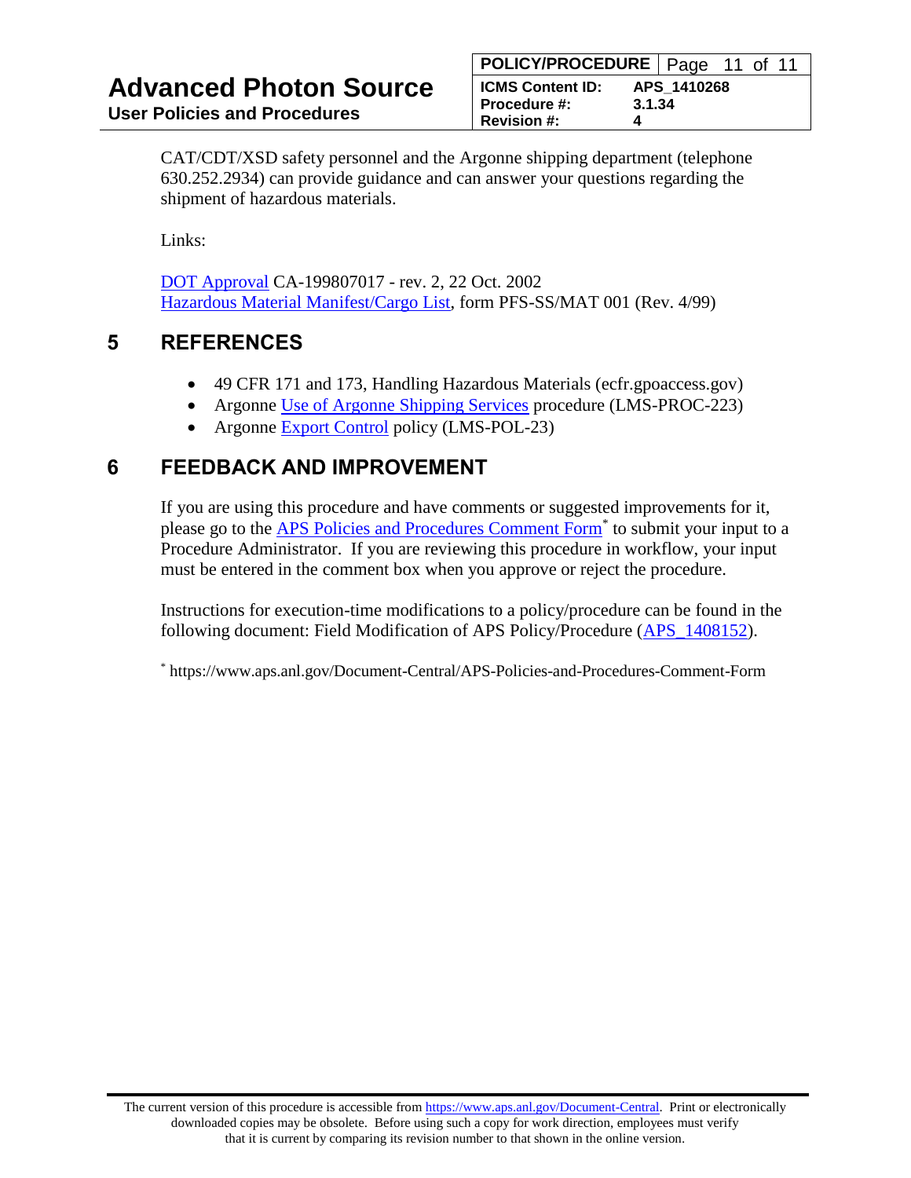CAT/CDT/XSD safety personnel and the Argonne shipping department (telephone 630.252.2934) can provide guidance and can answer your questions regarding the shipment of hazardous materials.

Links:

DOT Approval CA-199807017 - rev. 2, 22 Oct. 2002
Hazardous Material Manifest/Cargo List, form PFS-SS/MAT 001 (Rev. 4/99)

## 5 REFERENCES

- 49 CFR 171 and 173, Handling Hazardous Materials (ecfr.gpoaccess.gov)
- Argonne Use of Argonne Shipping Services procedure (LMS-PROC-223)
- Argonne Export Control policy (LMS-POL-23)

## 6 FEEDBACK AND IMPROVEMENT

If you are using this procedure and have comments or suggested improvements for it, please go to the APS Policies and Procedures Comment Form* to submit your input to a Procedure Administrator. If you are reviewing this procedure in workflow, your input must be entered in the comment box when you approve or reject the procedure.

Instructions for execution-time modifications to a policy/procedure can be found in the following document: Field Modification of APS Policy/Procedure (APS_1408152).

* https://www.aps.anl.gov/Document-Central/APS-Policies-and-Procedures-Comment-Form